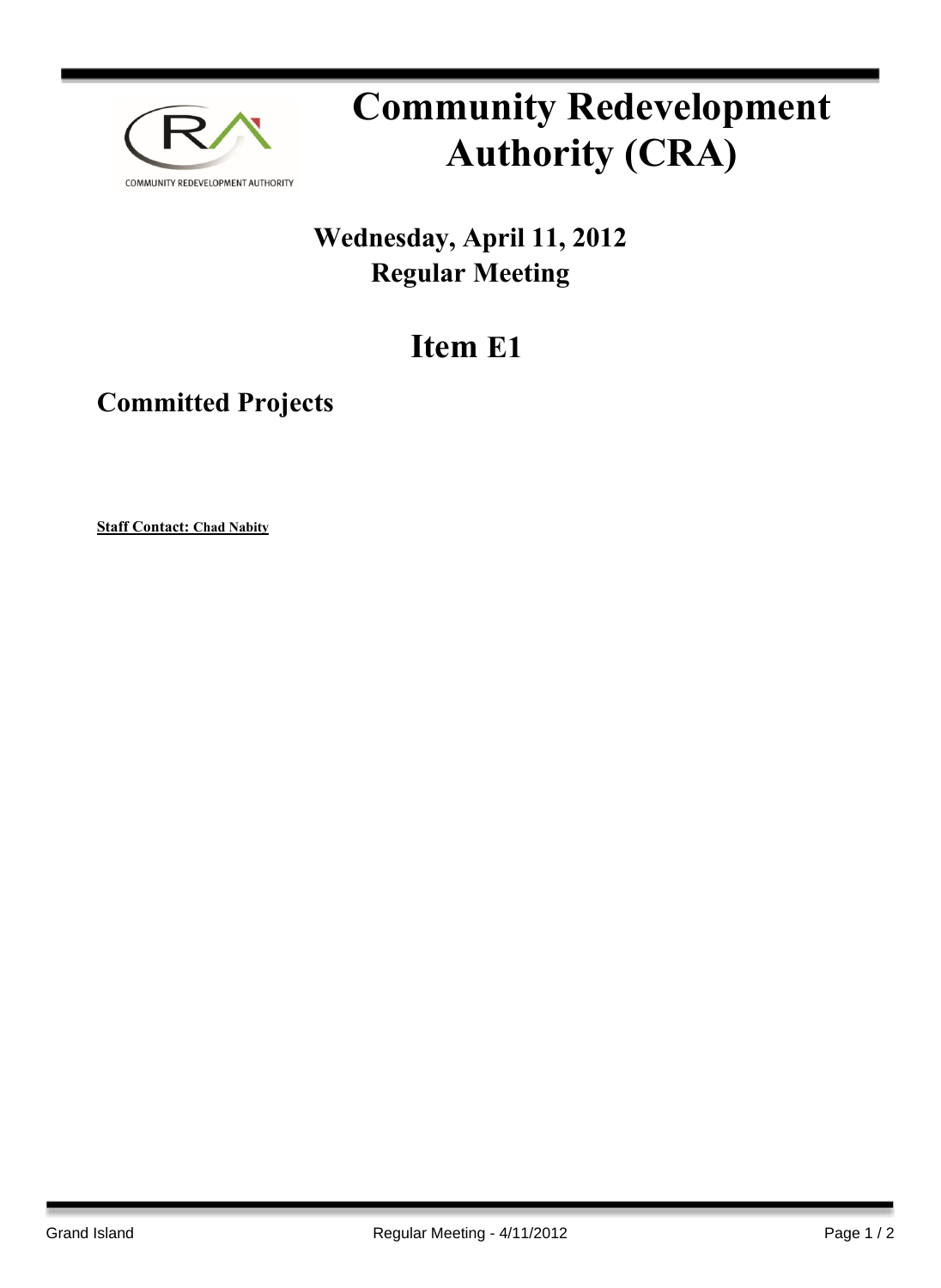# Community Redevelopment Authority (CRA)

## Wednesday, April 11, 2012
## Regular Meeting

# Item E1

## Committed Projects

**Staff Contact: Chad Nabity**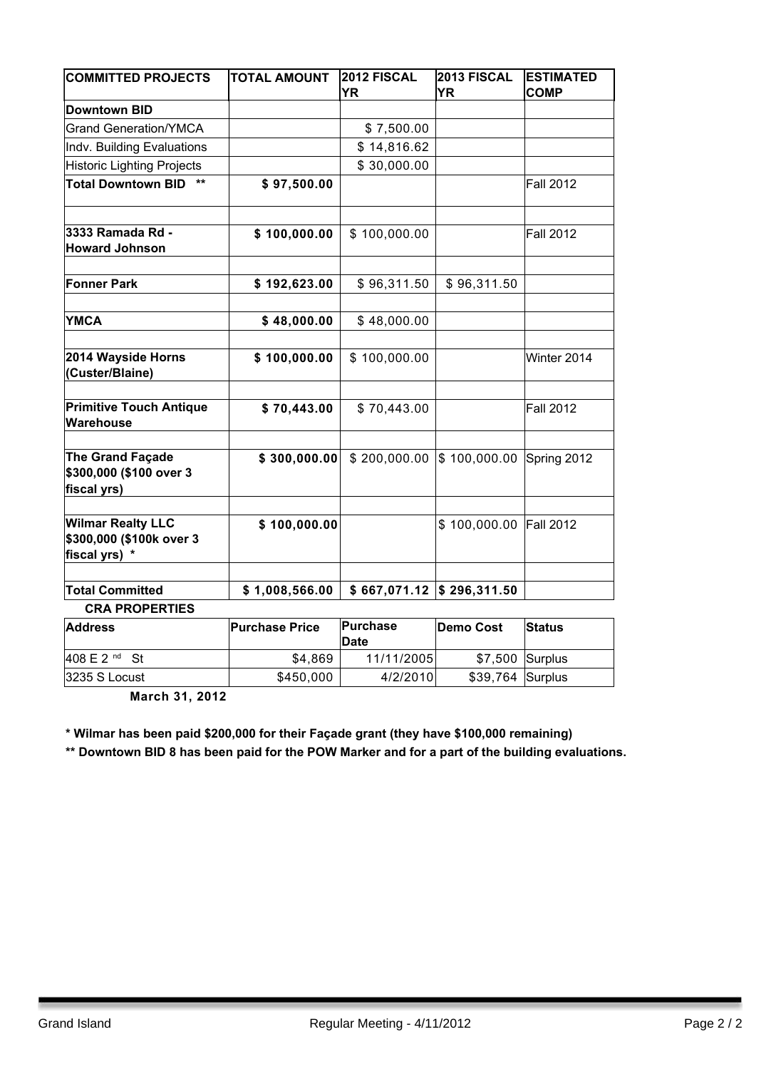| COMMITTED PROJECTS | TOTAL AMOUNT | 2012 FISCAL YR | 2013 FISCAL YR | ESTIMATED COMP |
|---|---|---|---|---|
| **Downtown BID** | | | | |
| Grand Generation/YMCA | | $ 7,500.00 | | |
| Indv. Building Evaluations | | $ 14,816.62 | | |
| Historic Lighting Projects | | $ 30,000.00 | | |
| **Total Downtown BID \*\*** | **$ 97,500.00** | | | Fall 2012 |
| | | | | |
| **3333 Ramada Rd - Howard Johnson** | **$ 100,000.00** | $ 100,000.00 | | Fall 2012 |
| | | | | |
| **Fonner Park** | **$ 192,623.00** | $ 96,311.50 | $ 96,311.50 | |
| | | | | |
| **YMCA** | **$ 48,000.00** | $ 48,000.00 | | |
| | | | | |
| **2014 Wayside Horns (Custer/Blaine)** | **$ 100,000.00** | $ 100,000.00 | | Winter 2014 |
| | | | | |
| **Primitive Touch Antique Warehouse** | **$ 70,443.00** | $ 70,443.00 | | Fall 2012 |
| | | | | |
| **The Grand Façade $300,000 ($100 over 3 fiscal yrs)** | **$ 300,000.00** | $ 200,000.00 | $ 100,000.00 | Spring 2012 |
| | | | | |
| **Wilmar Realty LLC $300,000 ($100k over 3 fiscal yrs) \*** | **$ 100,000.00** | | $ 100,000.00 | Fall 2012 |
| | | | | |
| **Total Committed** | **$ 1,008,566.00** | **$ 667,071.12** | **$ 296,311.50** | |

**CRA PROPERTIES**

| Address | Purchase Price | Purchase Date | Demo Cost | Status |
|---|---|---|---|---|
| 408 E 2nd St | $4,869 | 11/11/2005 | $7,500 | Surplus |
| 3235 S Locust | $450,000 | 4/2/2010 | $39,764 | Surplus |

**March 31, 2012**

**\* Wilmar has been paid $200,000 for their Façade grant (they have $100,000 remaining)**

**\*\* Downtown BID 8 has been paid for the POW Marker and for a part of the building evaluations.**